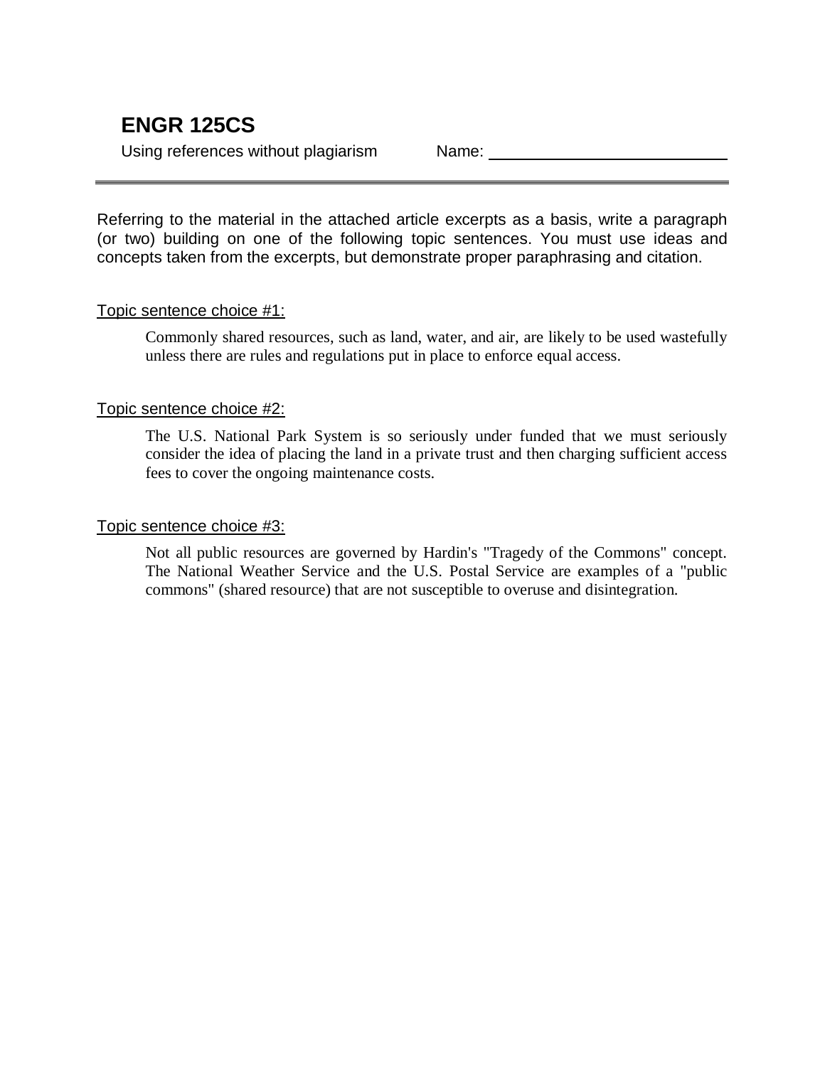# ENGR 125CS

Using references without plagiarism Name: ____________________________

---

Referring to the material in the attached article excerpts as a basis, write a paragraph (or two) building on one of the following topic sentences. You must use ideas and concepts taken from the excerpts, but demonstrate proper paraphrasing and citation.

Topic sentence choice #1:

> Commonly shared resources, such as land, water, and air, are likely to be used wastefully unless there are rules and regulations put in place to enforce equal access.

Topic sentence choice #2:

> The U.S. National Park System is so seriously under funded that we must seriously consider the idea of placing the land in a private trust and then charging sufficient access fees to cover the ongoing maintenance costs.

Topic sentence choice #3:

> Not all public resources are governed by Hardin's "Tragedy of the Commons" concept. The National Weather Service and the U.S. Postal Service are examples of a "public commons" (shared resource) that are not susceptible to overuse and disintegration.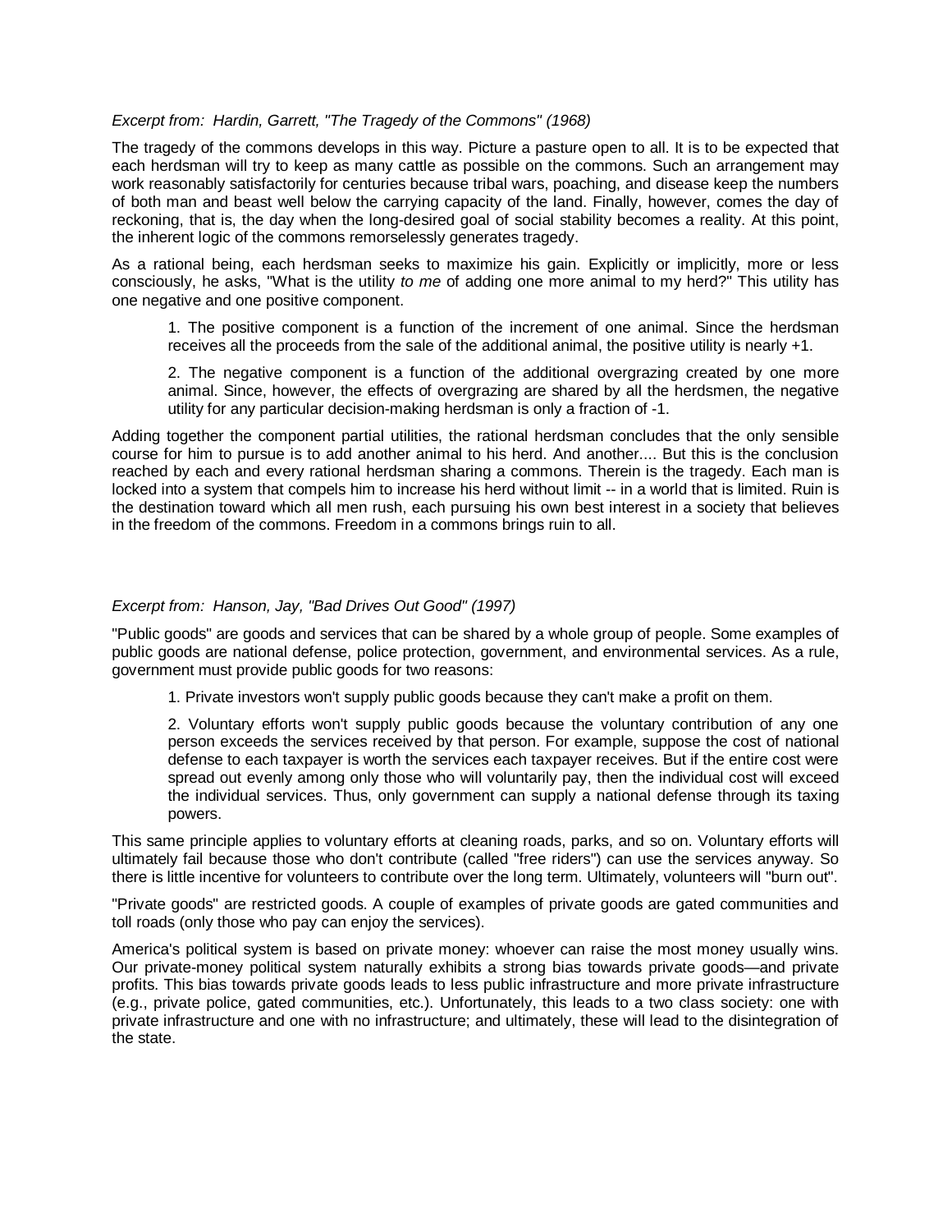*Excerpt from: Hardin, Garrett, "The Tragedy of the Commons" (1968)*

The tragedy of the commons develops in this way. Picture a pasture open to all. It is to be expected that each herdsman will try to keep as many cattle as possible on the commons. Such an arrangement may work reasonably satisfactorily for centuries because tribal wars, poaching, and disease keep the numbers of both man and beast well below the carrying capacity of the land. Finally, however, comes the day of reckoning, that is, the day when the long-desired goal of social stability becomes a reality. At this point, the inherent logic of the commons remorselessly generates tragedy.

As a rational being, each herdsman seeks to maximize his gain. Explicitly or implicitly, more or less consciously, he asks, "What is the utility *to me* of adding one more animal to my herd?" This utility has one negative and one positive component.

> 1. The positive component is a function of the increment of one animal. Since the herdsman receives all the proceeds from the sale of the additional animal, the positive utility is nearly +1.
>
> 2. The negative component is a function of the additional overgrazing created by one more animal. Since, however, the effects of overgrazing are shared by all the herdsmen, the negative utility for any particular decision-making herdsman is only a fraction of -1.

Adding together the component partial utilities, the rational herdsman concludes that the only sensible course for him to pursue is to add another animal to his herd. And another.... But this is the conclusion reached by each and every rational herdsman sharing a commons. Therein is the tragedy. Each man is locked into a system that compels him to increase his herd without limit -- in a world that is limited. Ruin is the destination toward which all men rush, each pursuing his own best interest in a society that believes in the freedom of the commons. Freedom in a commons brings ruin to all.

*Excerpt from: Hanson, Jay, "Bad Drives Out Good" (1997)*

"Public goods" are goods and services that can be shared by a whole group of people. Some examples of public goods are national defense, police protection, government, and environmental services. As a rule, government must provide public goods for two reasons:

> 1. Private investors won't supply public goods because they can't make a profit on them.
>
> 2. Voluntary efforts won't supply public goods because the voluntary contribution of any one person exceeds the services received by that person. For example, suppose the cost of national defense to each taxpayer is worth the services each taxpayer receives. But if the entire cost were spread out evenly among only those who will voluntarily pay, then the individual cost will exceed the individual services. Thus, only government can supply a national defense through its taxing powers.

This same principle applies to voluntary efforts at cleaning roads, parks, and so on. Voluntary efforts will ultimately fail because those who don't contribute (called "free riders") can use the services anyway. So there is little incentive for volunteers to contribute over the long term. Ultimately, volunteers will "burn out".

"Private goods" are restricted goods. A couple of examples of private goods are gated communities and toll roads (only those who pay can enjoy the services).

America's political system is based on private money: whoever can raise the most money usually wins. Our private-money political system naturally exhibits a strong bias towards private goods—and private profits. This bias towards private goods leads to less public infrastructure and more private infrastructure (e.g., private police, gated communities, etc.). Unfortunately, this leads to a two class society: one with private infrastructure and one with no infrastructure; and ultimately, these will lead to the disintegration of the state.